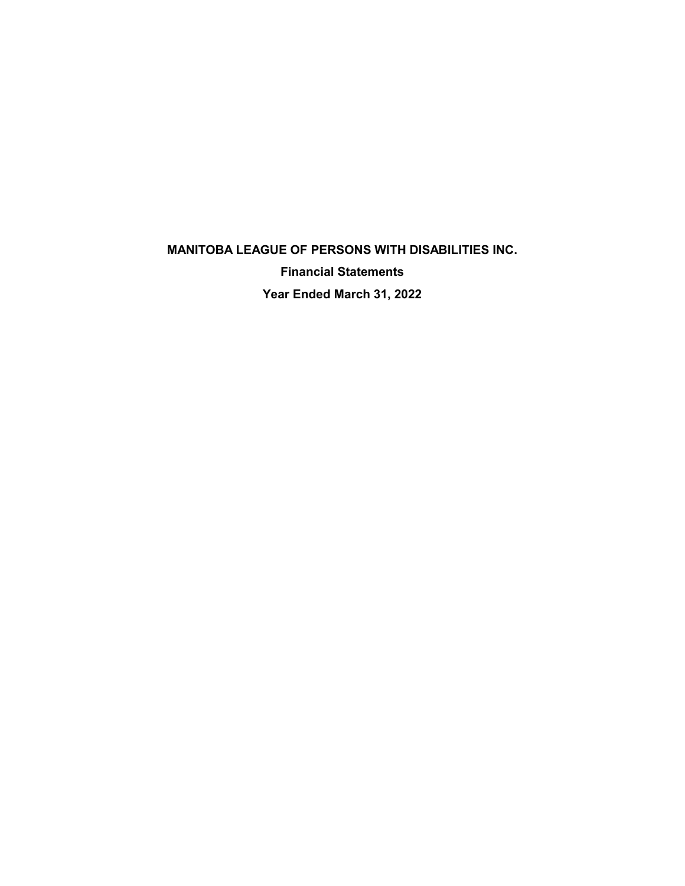# MANITOBA LEAGUE OF PERSONS WITH DISABILITIES INC.

## Financial Statements

## Year Ended March 31, 2022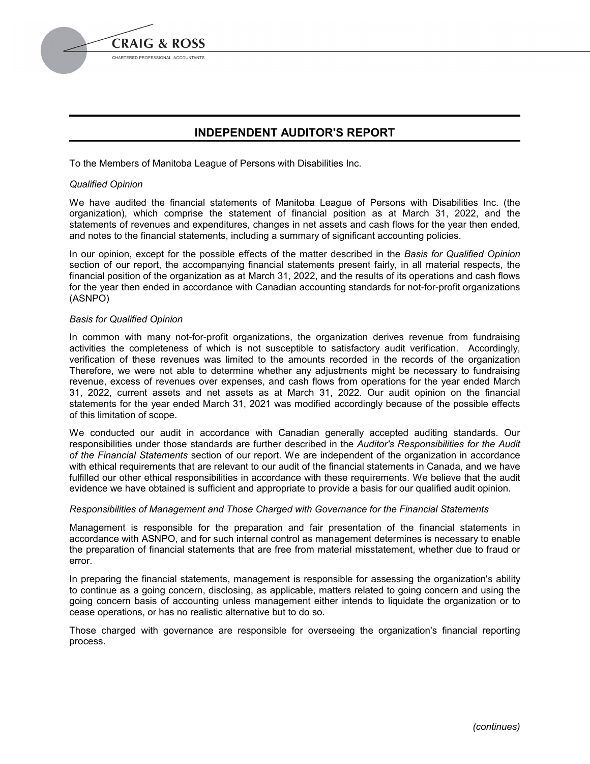CRAIG & ROSS

CHARTERED PROFESSIONAL ACCOUNTANTS

# INDEPENDENT AUDITOR'S REPORT

To the Members of Manitoba League of Persons with Disabilities Inc.

*Qualified Opinion*

We have audited the financial statements of Manitoba League of Persons with Disabilities Inc. (the organization), which comprise the statement of financial position as at March 31, 2022, and the statements of revenues and expenditures, changes in net assets and cash flows for the year then ended, and notes to the financial statements, including a summary of significant accounting policies.

In our opinion, except for the possible effects of the matter described in the *Basis for Qualified Opinion* section of our report, the accompanying financial statements present fairly, in all material respects, the financial position of the organization as at March 31, 2022, and the results of its operations and cash flows for the year then ended in accordance with Canadian accounting standards for not-for-profit organizations (ASNPO)

*Basis for Qualified Opinion*

In common with many not-for-profit organizations, the organization derives revenue from fundraising activities the completeness of which is not susceptible to satisfactory audit verification. Accordingly, verification of these revenues was limited to the amounts recorded in the records of the organization Therefore, we were not able to determine whether any adjustments might be necessary to fundraising revenue, excess of revenues over expenses, and cash flows from operations for the year ended March 31, 2022, current assets and net assets as at March 31, 2022. Our audit opinion on the financial statements for the year ended March 31, 2021 was modified accordingly because of the possible effects of this limitation of scope.

We conducted our audit in accordance with Canadian generally accepted auditing standards. Our responsibilities under those standards are further described in the *Auditor's Responsibilities for the Audit of the Financial Statements* section of our report. We are independent of the organization in accordance with ethical requirements that are relevant to our audit of the financial statements in Canada, and we have fulfilled our other ethical responsibilities in accordance with these requirements. We believe that the audit evidence we have obtained is sufficient and appropriate to provide a basis for our qualified audit opinion.

*Responsibilities of Management and Those Charged with Governance for the Financial Statements*

Management is responsible for the preparation and fair presentation of the financial statements in accordance with ASNPO, and for such internal control as management determines is necessary to enable the preparation of financial statements that are free from material misstatement, whether due to fraud or error.

In preparing the financial statements, management is responsible for assessing the organization's ability to continue as a going concern, disclosing, as applicable, matters related to going concern and using the going concern basis of accounting unless management either intends to liquidate the organization or to cease operations, or has no realistic alternative but to do so.

Those charged with governance are responsible for overseeing the organization's financial reporting process.

*(continues)*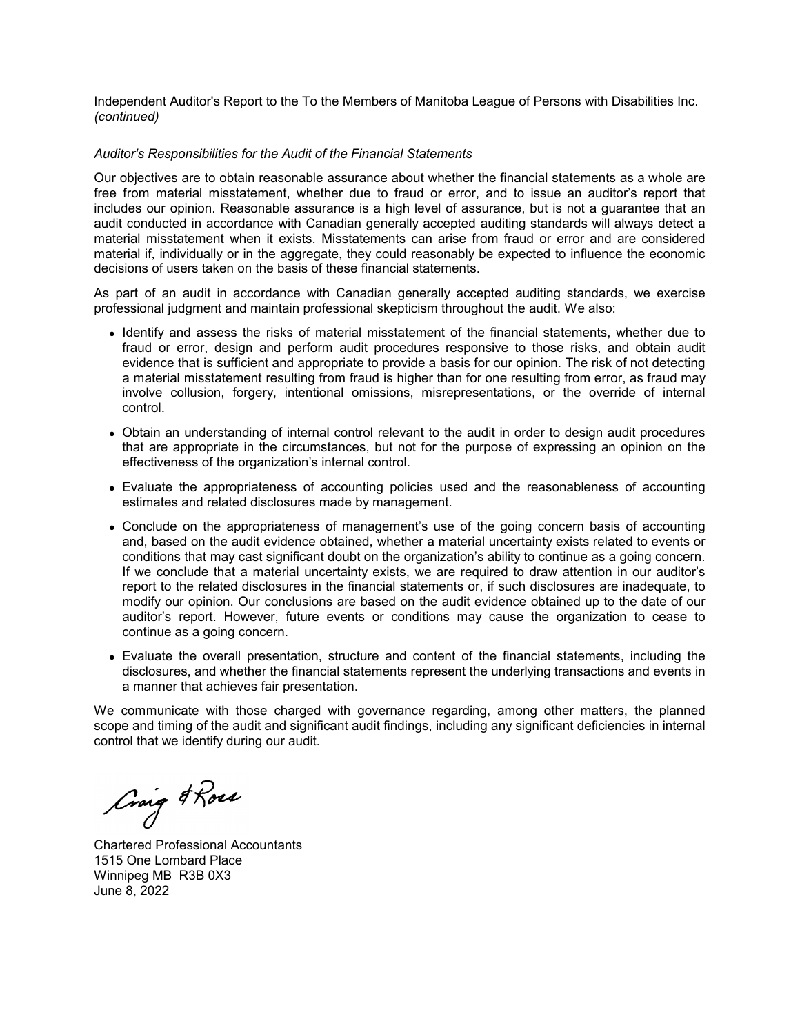Independent Auditor's Report to the To the Members of Manitoba League of Persons with Disabilities Inc. *(continued)*

*Auditor's Responsibilities for the Audit of the Financial Statements*

Our objectives are to obtain reasonable assurance about whether the financial statements as a whole are free from material misstatement, whether due to fraud or error, and to issue an auditor's report that includes our opinion. Reasonable assurance is a high level of assurance, but is not a guarantee that an audit conducted in accordance with Canadian generally accepted auditing standards will always detect a material misstatement when it exists. Misstatements can arise from fraud or error and are considered material if, individually or in the aggregate, they could reasonably be expected to influence the economic decisions of users taken on the basis of these financial statements.

As part of an audit in accordance with Canadian generally accepted auditing standards, we exercise professional judgment and maintain professional skepticism throughout the audit. We also:

- Identify and assess the risks of material misstatement of the financial statements, whether due to fraud or error, design and perform audit procedures responsive to those risks, and obtain audit evidence that is sufficient and appropriate to provide a basis for our opinion. The risk of not detecting a material misstatement resulting from fraud is higher than for one resulting from error, as fraud may involve collusion, forgery, intentional omissions, misrepresentations, or the override of internal control.
- Obtain an understanding of internal control relevant to the audit in order to design audit procedures that are appropriate in the circumstances, but not for the purpose of expressing an opinion on the effectiveness of the organization's internal control.
- Evaluate the appropriateness of accounting policies used and the reasonableness of accounting estimates and related disclosures made by management.
- Conclude on the appropriateness of management's use of the going concern basis of accounting and, based on the audit evidence obtained, whether a material uncertainty exists related to events or conditions that may cast significant doubt on the organization's ability to continue as a going concern. If we conclude that a material uncertainty exists, we are required to draw attention in our auditor's report to the related disclosures in the financial statements or, if such disclosures are inadequate, to modify our opinion. Our conclusions are based on the audit evidence obtained up to the date of our auditor's report. However, future events or conditions may cause the organization to cease to continue as a going concern.
- Evaluate the overall presentation, structure and content of the financial statements, including the disclosures, and whether the financial statements represent the underlying transactions and events in a manner that achieves fair presentation.

We communicate with those charged with governance regarding, among other matters, the planned scope and timing of the audit and significant audit findings, including any significant deficiencies in internal control that we identify during our audit.

Craig & Ross

Chartered Professional Accountants
1515 One Lombard Place
Winnipeg MB R3B 0X3
June 8, 2022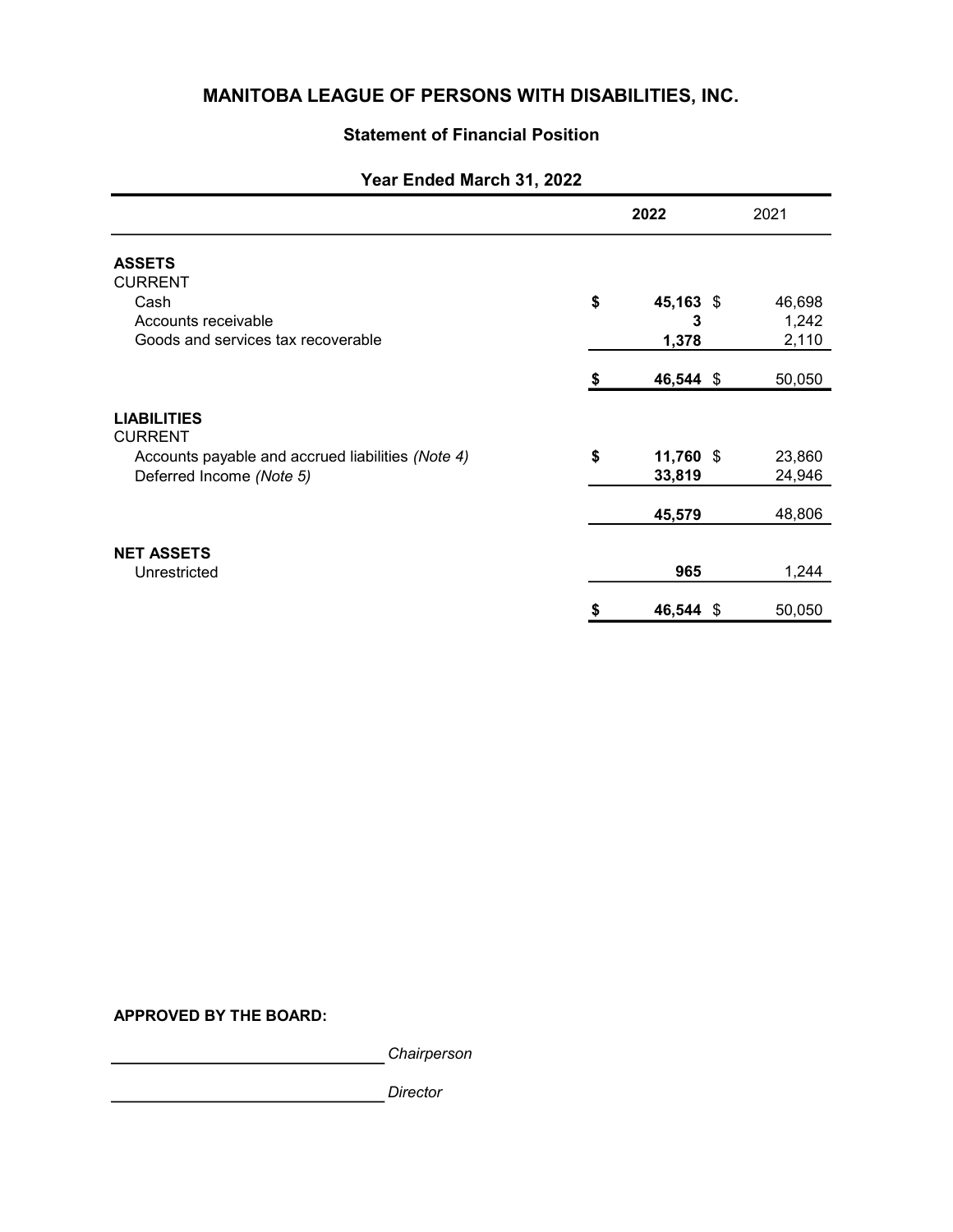# MANITOBA LEAGUE OF PERSONS WITH DISABILITIES, INC.

## Statement of Financial Position

### Year Ended March 31, 2022

| | 2022 | 2021 |
|---|---|---|
| **ASSETS** | | |
| CURRENT | | |
| Cash | **$ 45,163** | $ 46,698 |
| Accounts receivable | **3** | 1,242 |
| Goods and services tax recoverable | **1,378** | 2,110 |
| | **$ 46,544** | $ 50,050 |
| **LIABILITIES** | | |
| CURRENT | | |
| Accounts payable and accrued liabilities *(Note 4)* | **$ 11,760** | $ 23,860 |
| Deferred Income *(Note 5)* | **33,819** | 24,946 |
| | **45,579** | 48,806 |
| **NET ASSETS** | | |
| Unrestricted | **965** | 1,244 |
| | **$ 46,544** | $ 50,050 |

**APPROVED BY THE BOARD:**

______________________________ *Chairperson*

______________________________ *Director*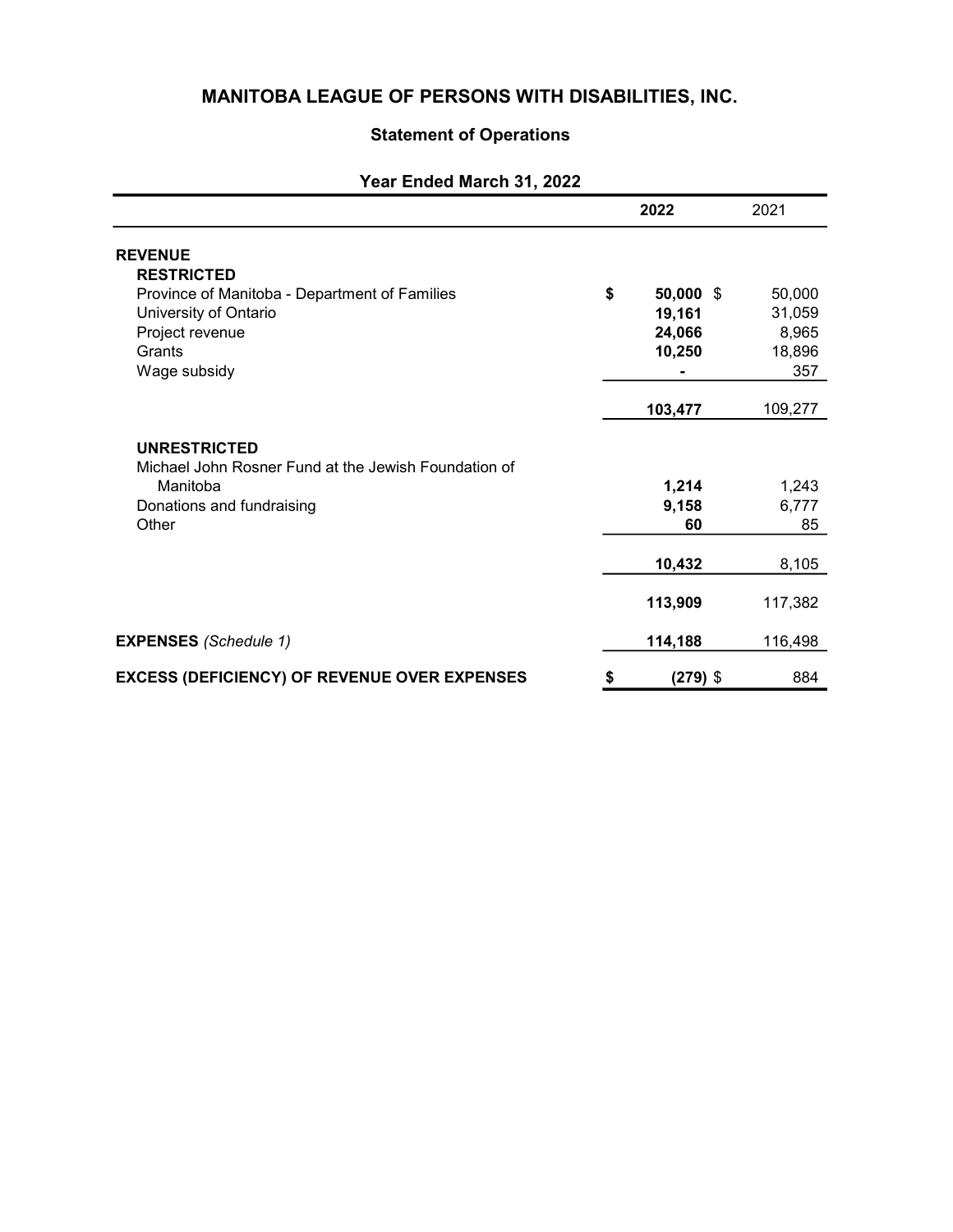# MANITOBA LEAGUE OF PERSONS WITH DISABILITIES, INC.

## Statement of Operations

### Year Ended March 31, 2022

| | 2022 | 2021 |
|---|---|---|
| **REVENUE** | | |
| **RESTRICTED** | | |
| Province of Manitoba - Department of Families | **$ 50,000** | $ 50,000 |
| University of Ontario | **19,161** | 31,059 |
| Project revenue | **24,066** | 8,965 |
| Grants | **10,250** | 18,896 |
| Wage subsidy | **-** | 357 |
| | **103,477** | 109,277 |
| **UNRESTRICTED** | | |
| Michael John Rosner Fund at the Jewish Foundation of Manitoba | **1,214** | 1,243 |
| Donations and fundraising | **9,158** | 6,777 |
| Other | **60** | 85 |
| | **10,432** | 8,105 |
| | **113,909** | 117,382 |
| **EXPENSES** *(Schedule 1)* | **114,188** | 116,498 |
| **EXCESS (DEFICIENCY) OF REVENUE OVER EXPENSES** | **$ (279)** | $ 884 |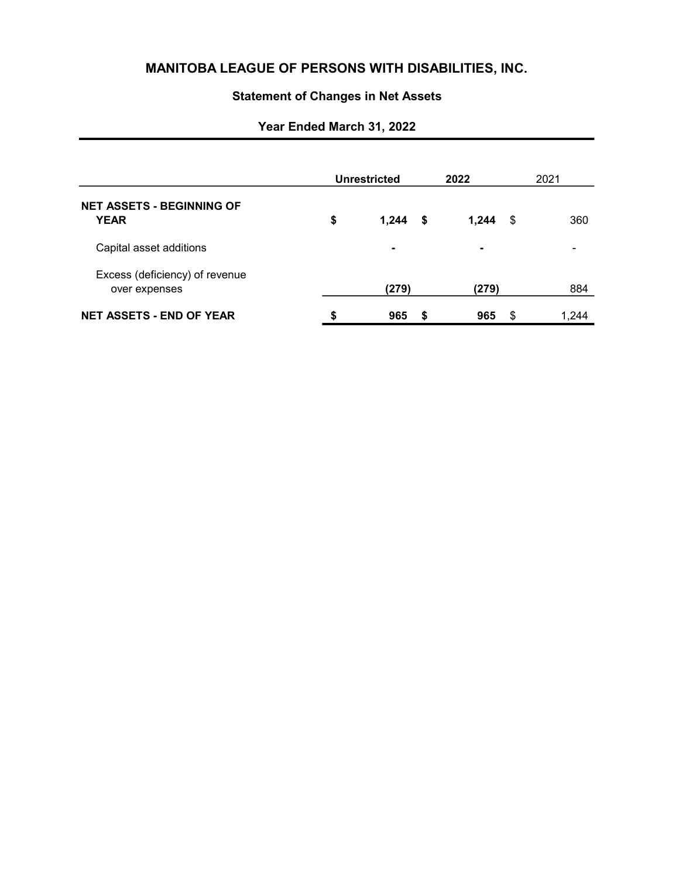# MANITOBA LEAGUE OF PERSONS WITH DISABILITIES, INC.

## Statement of Changes in Net Assets

### Year Ended March 31, 2022

| | Unrestricted | 2022 | 2021 |
|---|---|---|---|
| **NET ASSETS - BEGINNING OF YEAR** | **$ 1,244** | **$ 1,244** | $ 360 |
| Capital asset additions | **-** | **-** | - |
| Excess (deficiency) of revenue over expenses | **(279)** | **(279)** | 884 |
| **NET ASSETS - END OF YEAR** | **$ 965** | **$ 965** | $ 1,244 |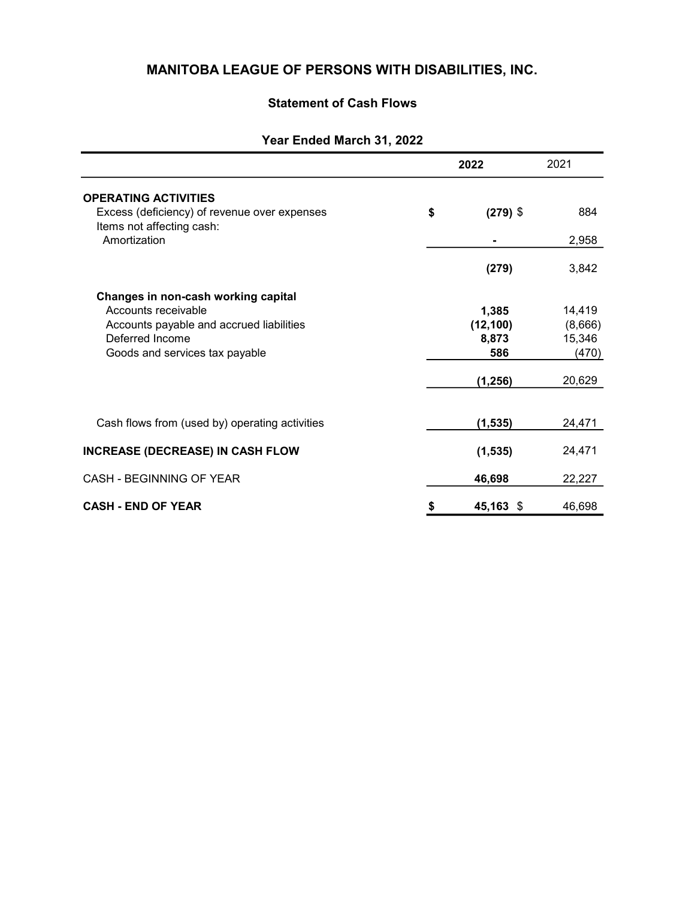# MANITOBA LEAGUE OF PERSONS WITH DISABILITIES, INC.

## Statement of Cash Flows

### Year Ended March 31, 2022

| | 2022 | 2021 |
|---|---|---|
| **OPERATING ACTIVITIES** | | |
| Excess (deficiency) of revenue over expenses | $ (279) | $ 884 |
| Items not affecting cash: | | |
| Amortization | - | 2,958 |
| | (279) | 3,842 |
| **Changes in non-cash working capital** | | |
| Accounts receivable | 1,385 | 14,419 |
| Accounts payable and accrued liabilities | (12,100) | (8,666) |
| Deferred Income | 8,873 | 15,346 |
| Goods and services tax payable | 586 | (470) |
| | (1,256) | 20,629 |
| Cash flows from (used by) operating activities | (1,535) | 24,471 |
| **INCREASE (DECREASE) IN CASH FLOW** | (1,535) | 24,471 |
| CASH - BEGINNING OF YEAR | 46,698 | 22,227 |
| **CASH - END OF YEAR** | $ 45,163 | $ 46,698 |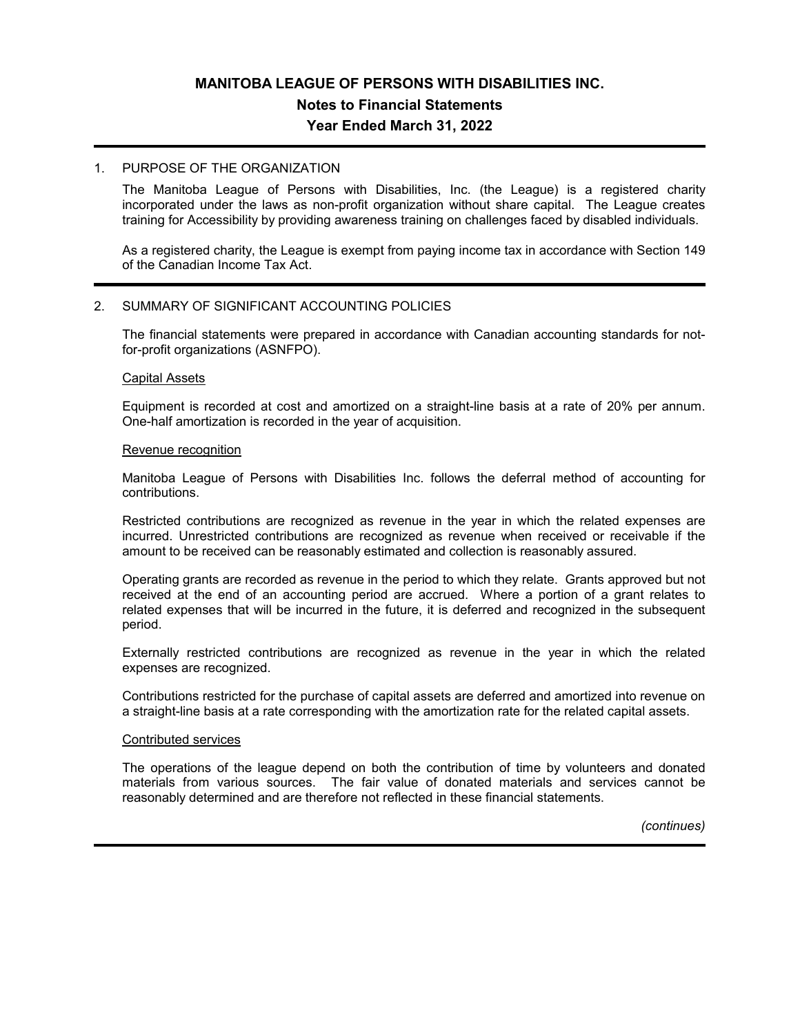# MANITOBA LEAGUE OF PERSONS WITH DISABILITIES INC.

## Notes to Financial Statements

## Year Ended March 31, 2022

1. PURPOSE OF THE ORGANIZATION

   The Manitoba League of Persons with Disabilities, Inc. (the League) is a registered charity incorporated under the laws as non-profit organization without share capital. The League creates training for Accessibility by providing awareness training on challenges faced by disabled individuals.

   As a registered charity, the League is exempt from paying income tax in accordance with Section 149 of the Canadian Income Tax Act.

2. SUMMARY OF SIGNIFICANT ACCOUNTING POLICIES

   The financial statements were prepared in accordance with Canadian accounting standards for not-for-profit organizations (ASNFPO).

   Capital Assets

   Equipment is recorded at cost and amortized on a straight-line basis at a rate of 20% per annum. One-half amortization is recorded in the year of acquisition.

   Revenue recognition

   Manitoba League of Persons with Disabilities Inc. follows the deferral method of accounting for contributions.

   Restricted contributions are recognized as revenue in the year in which the related expenses are incurred. Unrestricted contributions are recognized as revenue when received or receivable if the amount to be received can be reasonably estimated and collection is reasonably assured.

   Operating grants are recorded as revenue in the period to which they relate. Grants approved but not received at the end of an accounting period are accrued. Where a portion of a grant relates to related expenses that will be incurred in the future, it is deferred and recognized in the subsequent period.

   Externally restricted contributions are recognized as revenue in the year in which the related expenses are recognized.

   Contributions restricted for the purchase of capital assets are deferred and amortized into revenue on a straight-line basis at a rate corresponding with the amortization rate for the related capital assets.

   Contributed services

   The operations of the league depend on both the contribution of time by volunteers and donated materials from various sources. The fair value of donated materials and services cannot be reasonably determined and are therefore not reflected in these financial statements.

*(continues)*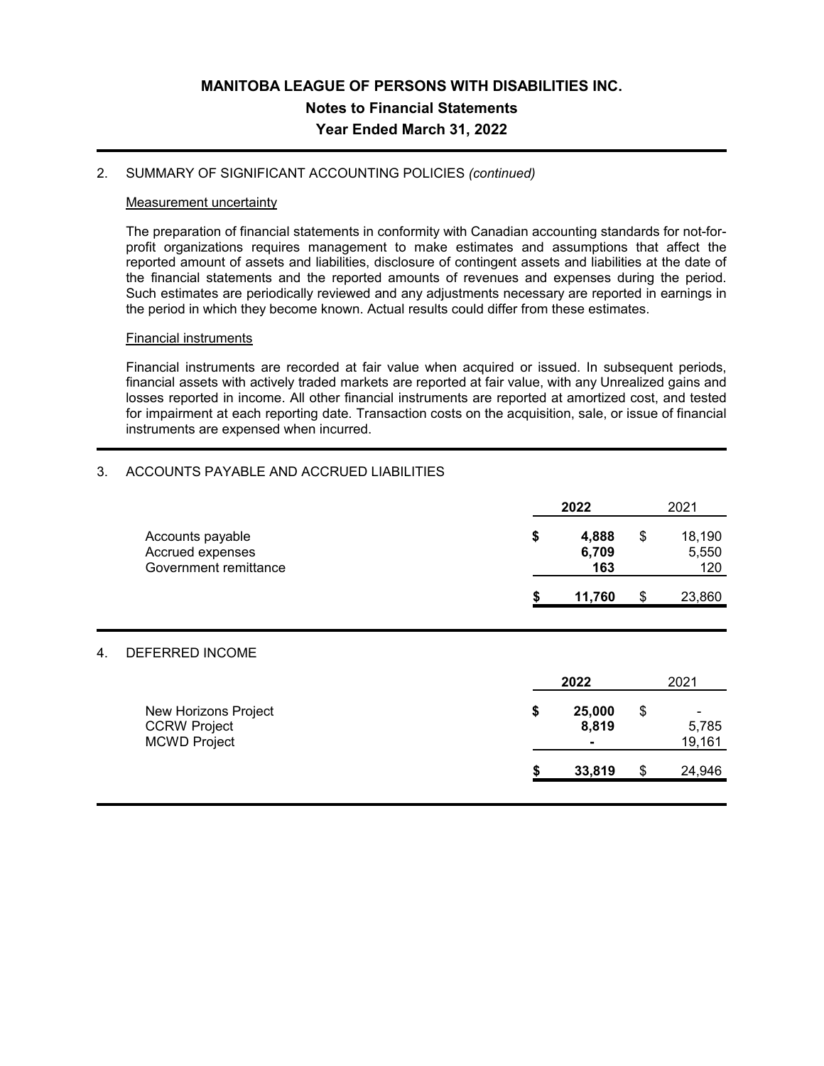# MANITOBA LEAGUE OF PERSONS WITH DISABILITIES INC.

## Notes to Financial Statements

## Year Ended March 31, 2022

2. SUMMARY OF SIGNIFICANT ACCOUNTING POLICIES *(continued)*

Measurement uncertainty

The preparation of financial statements in conformity with Canadian accounting standards for not-for-profit organizations requires management to make estimates and assumptions that affect the reported amount of assets and liabilities, disclosure of contingent assets and liabilities at the date of the financial statements and the reported amounts of revenues and expenses during the period. Such estimates are periodically reviewed and any adjustments necessary are reported in earnings in the period in which they become known. Actual results could differ from these estimates.

Financial instruments

Financial instruments are recorded at fair value when acquired or issued. In subsequent periods, financial assets with actively traded markets are reported at fair value, with any Unrealized gains and losses reported in income. All other financial instruments are reported at amortized cost, and tested for impairment at each reporting date. Transaction costs on the acquisition, sale, or issue of financial instruments are expensed when incurred.

3. ACCOUNTS PAYABLE AND ACCRUED LIABILITIES

| | **2022** | 2021 |
|---|---|---|
| Accounts payable | **$ 4,888** | $ 18,190 |
| Accrued expenses | **6,709** | 5,550 |
| Government remittance | **163** | 120 |
| | **$ 11,760** | $ 23,860 |

4. DEFERRED INCOME

| | **2022** | 2021 |
|---|---|---|
| New Horizons Project | **$ 25,000** | $ - |
| CCRW Project | **8,819** | 5,785 |
| MCWD Project | **-** | 19,161 |
| | **$ 33,819** | $ 24,946 |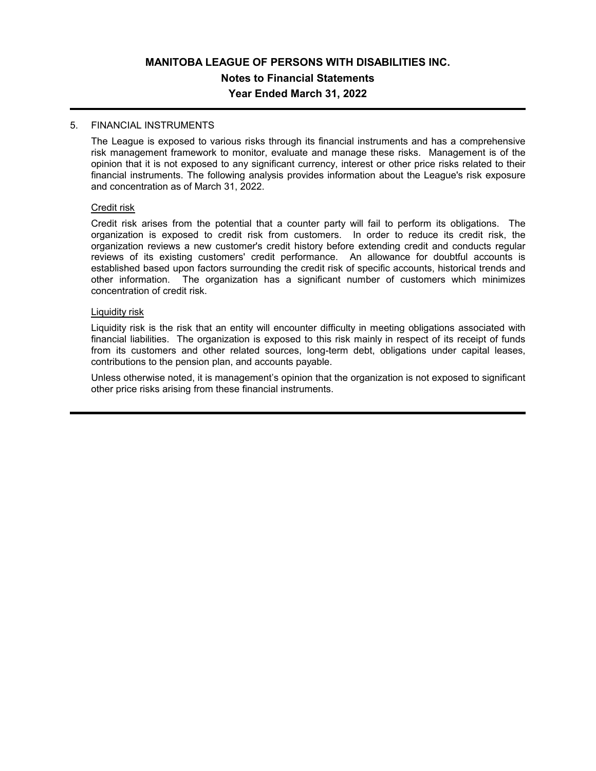## 5. FINANCIAL INSTRUMENTS

The League is exposed to various risks through its financial instruments and has a comprehensive risk management framework to monitor, evaluate and manage these risks. Management is of the opinion that it is not exposed to any significant currency, interest or other price risks related to their financial instruments. The following analysis provides information about the League's risk exposure and concentration as of March 31, 2022.

### Credit risk

Credit risk arises from the potential that a counter party will fail to perform its obligations. The organization is exposed to credit risk from customers. In order to reduce its credit risk, the organization reviews a new customer's credit history before extending credit and conducts regular reviews of its existing customers' credit performance. An allowance for doubtful accounts is established based upon factors surrounding the credit risk of specific accounts, historical trends and other information. The organization has a significant number of customers which minimizes concentration of credit risk.

### Liquidity risk

Liquidity risk is the risk that an entity will encounter difficulty in meeting obligations associated with financial liabilities. The organization is exposed to this risk mainly in respect of its receipt of funds from its customers and other related sources, long-term debt, obligations under capital leases, contributions to the pension plan, and accounts payable.

Unless otherwise noted, it is management's opinion that the organization is not exposed to significant other price risks arising from these financial instruments.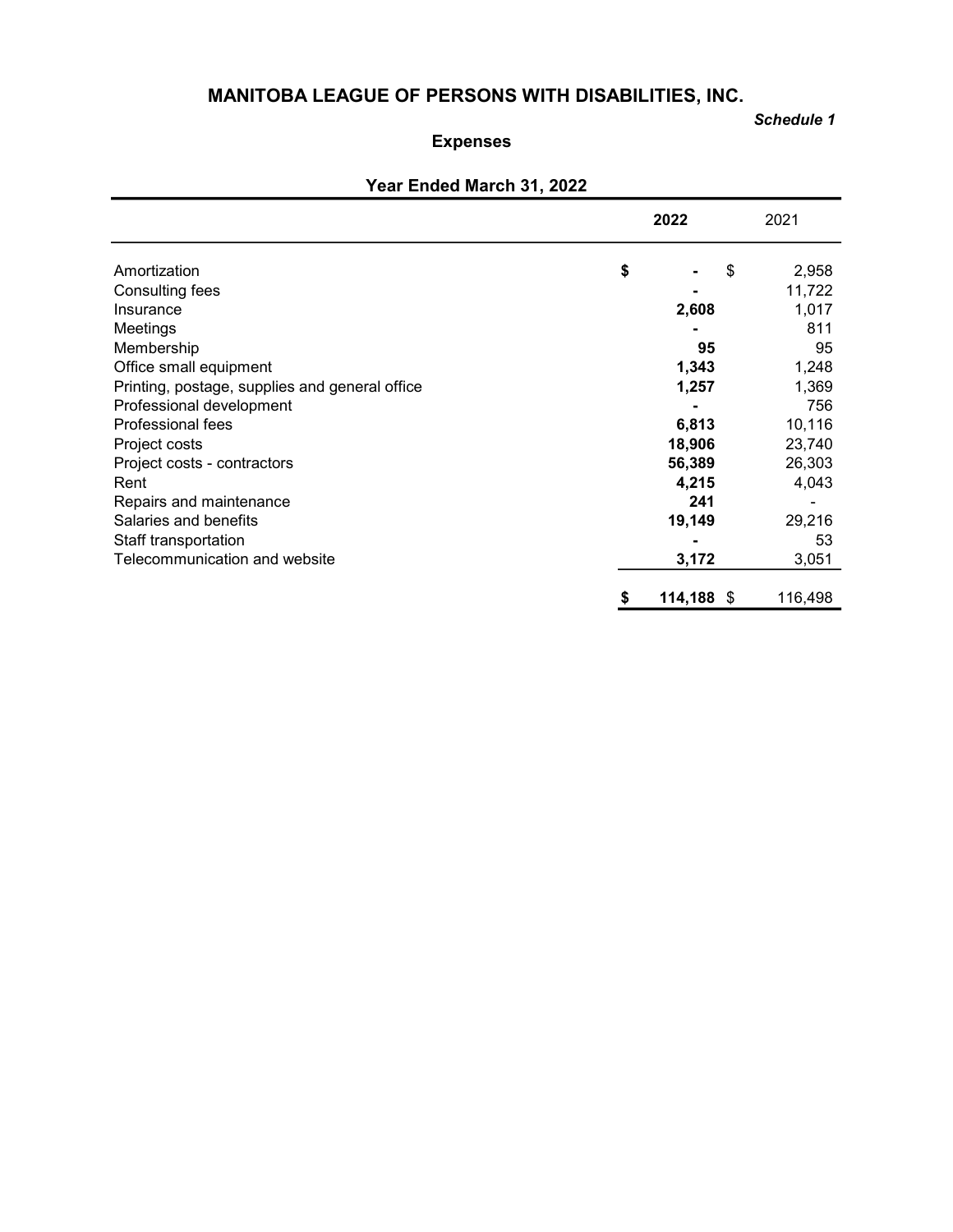# MANITOBA LEAGUE OF PERSONS WITH DISABILITIES, INC.

*Schedule 1*

## Expenses

### Year Ended March 31, 2022

| | 2022 | 2021 |
|---|---|---|
| Amortization | **$ -** | $ 2,958 |
| Consulting fees | **-** | 11,722 |
| Insurance | **2,608** | 1,017 |
| Meetings | **-** | 811 |
| Membership | **95** | 95 |
| Office small equipment | **1,343** | 1,248 |
| Printing, postage, supplies and general office | **1,257** | 1,369 |
| Professional development | **-** | 756 |
| Professional fees | **6,813** | 10,116 |
| Project costs | **18,906** | 23,740 |
| Project costs - contractors | **56,389** | 26,303 |
| Rent | **4,215** | 4,043 |
| Repairs and maintenance | **241** | - |
| Salaries and benefits | **19,149** | 29,216 |
| Staff transportation | **-** | 53 |
| Telecommunication and website | **3,172** | 3,051 |
| | **$ 114,188** | $ 116,498 |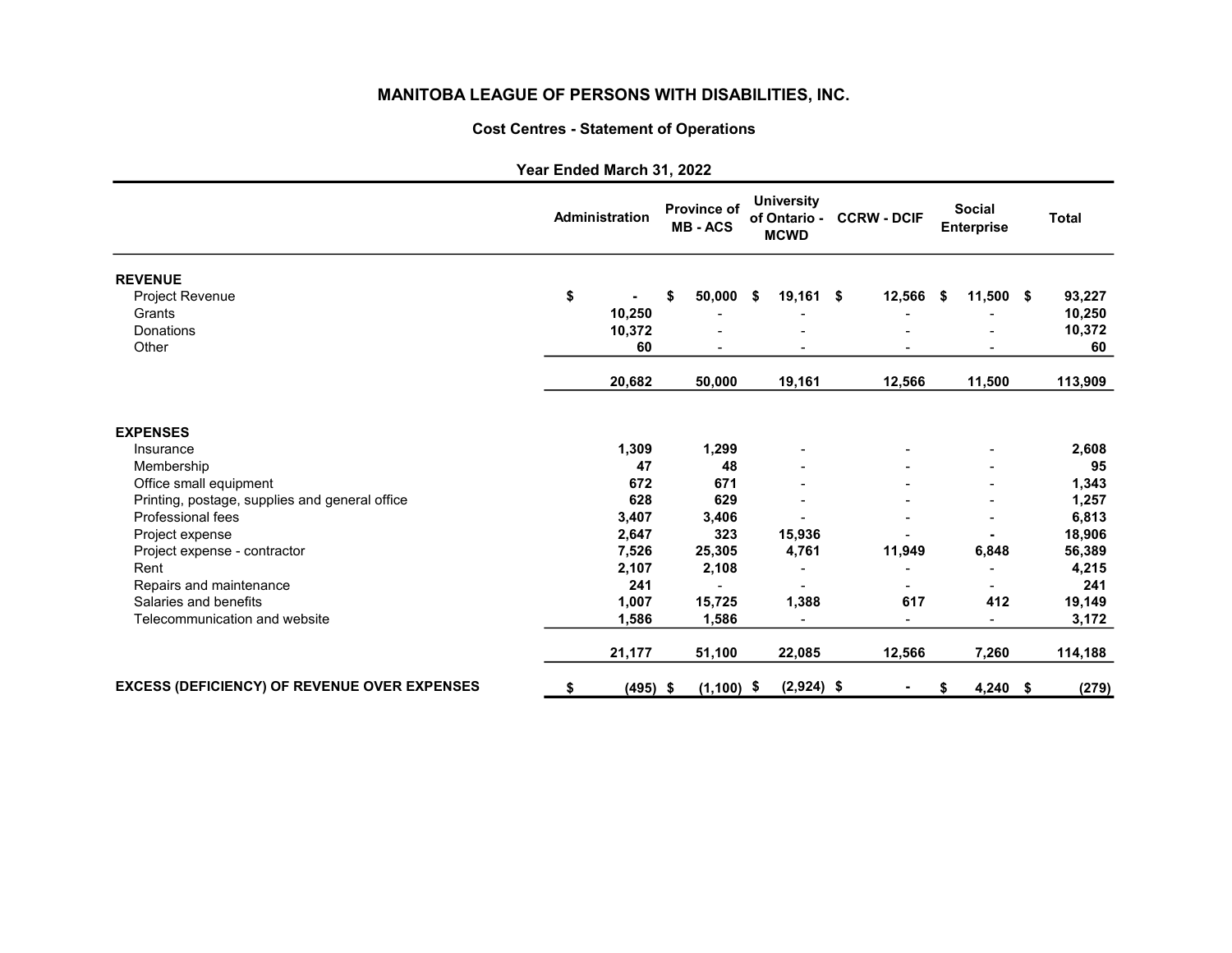# MANITOBA LEAGUE OF PERSONS WITH DISABILITIES, INC.

## Cost Centres - Statement of Operations

### Year Ended March 31, 2022

| | Administration | Province of MB - ACS | University of Ontario - MCWD | CCRW - DCIF | Social Enterprise | Total |
|---|---|---|---|---|---|---|
| **REVENUE** | | | | | | |
| Project Revenue | $ - | $ 50,000 | $ 19,161 | $ 12,566 | $ 11,500 | $ 93,227 |
| Grants | 10,250 | - | - | - | - | 10,250 |
| Donations | 10,372 | - | - | - | - | 10,372 |
| Other | 60 | - | - | - | - | 60 |
| | 20,682 | 50,000 | 19,161 | 12,566 | 11,500 | 113,909 |
| **EXPENSES** | | | | | | |
| Insurance | 1,309 | 1,299 | - | - | - | 2,608 |
| Membership | 47 | 48 | - | - | - | 95 |
| Office small equipment | 672 | 671 | - | - | - | 1,343 |
| Printing, postage, supplies and general office | 628 | 629 | - | - | - | 1,257 |
| Professional fees | 3,407 | 3,406 | - | - | - | 6,813 |
| Project expense | 2,647 | 323 | 15,936 | - | - | 18,906 |
| Project expense - contractor | 7,526 | 25,305 | 4,761 | 11,949 | 6,848 | 56,389 |
| Rent | 2,107 | 2,108 | - | - | - | 4,215 |
| Repairs and maintenance | 241 | - | - | - | - | 241 |
| Salaries and benefits | 1,007 | 15,725 | 1,388 | 617 | 412 | 19,149 |
| Telecommunication and website | 1,586 | 1,586 | - | - | - | 3,172 |
| | 21,177 | 51,100 | 22,085 | 12,566 | 7,260 | 114,188 |
| **EXCESS (DEFICIENCY) OF REVENUE OVER EXPENSES** | $ (495) | $ (1,100) | $ (2,924) | $ - | $ 4,240 | $ (279) |